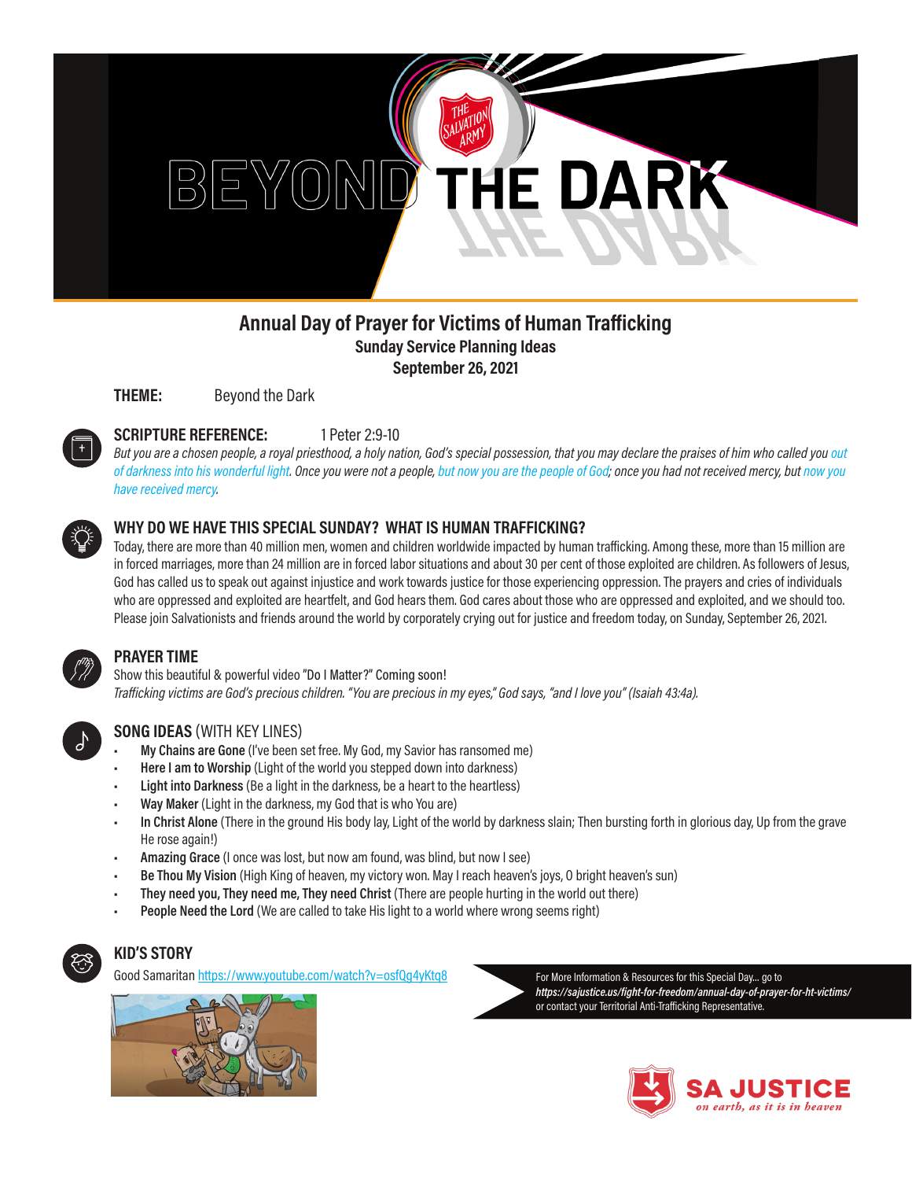# BEYOND THE DARK

## Annual Day of Prayer for Victims of Human Trafficking

**Sunday Service Planning Ideas**

**September 26, 2021**

**THEME:** Beyond the Dark

### SCRIPTURE REFERENCE: 1 Peter 2:9-10

*But you are a chosen people, a royal priesthood, a holy nation, God's special possession, that you may declare the praises of him who called you out of darkness into his wonderful light. Once you were not a people, but now you are the people of God; once you had not received mercy, but now you have received mercy.*

### WHY DO WE HAVE THIS SPECIAL SUNDAY? WHAT IS HUMAN TRAFFICKING?

Today, there are more than 40 million men, women and children worldwide impacted by human trafficking. Among these, more than 15 million are in forced marriages, more than 24 million are in forced labor situations and about 30 per cent of those exploited are children. As followers of Jesus, God has called us to speak out against injustice and work towards justice for those experiencing oppression. The prayers and cries of individuals who are oppressed and exploited are heartfelt, and God hears them. God cares about those who are oppressed and exploited, and we should too. Please join Salvationists and friends around the world by corporately crying out for justice and freedom today, on Sunday, September 26, 2021.

### PRAYER TIME

Show this beautiful & powerful video "Do I Matter?" Coming soon!

*Trafficking victims are God's precious children. "You are precious in my eyes," God says, "and I love you" (Isaiah 43:4a).*

### SONG IDEAS (WITH KEY LINES)

- **My Chains are Gone** (I've been set free. My God, my Savior has ransomed me)
- **Here I am to Worship** (Light of the world you stepped down into darkness)
- **Light into Darkness** (Be a light in the darkness, be a heart to the heartless)
- **Way Maker** (Light in the darkness, my God that is who You are)
- **In Christ Alone** (There in the ground His body lay, Light of the world by darkness slain; Then bursting forth in glorious day, Up from the grave He rose again!)
- **Amazing Grace** (I once was lost, but now am found, was blind, but now I see)
- **Be Thou My Vision** (High King of heaven, my victory won. May I reach heaven's joys, O bright heaven's sun)
- **They need you, They need me, They need Christ** (There are people hurting in the world out there)
- **People Need the Lord** (We are called to take His light to a world where wrong seems right)

### KID'S STORY

Good Samaritan https://www.youtube.com/watch?v=osfQg4yKtq8

For More Information & Resources for this Special Day... go to ***https://sajustice.us/fight-for-freedom/annual-day-of-prayer-for-ht-victims/*** or contact your Territorial Anti-Trafficking Representative.

SA JUSTICE *on earth, as it is in heaven*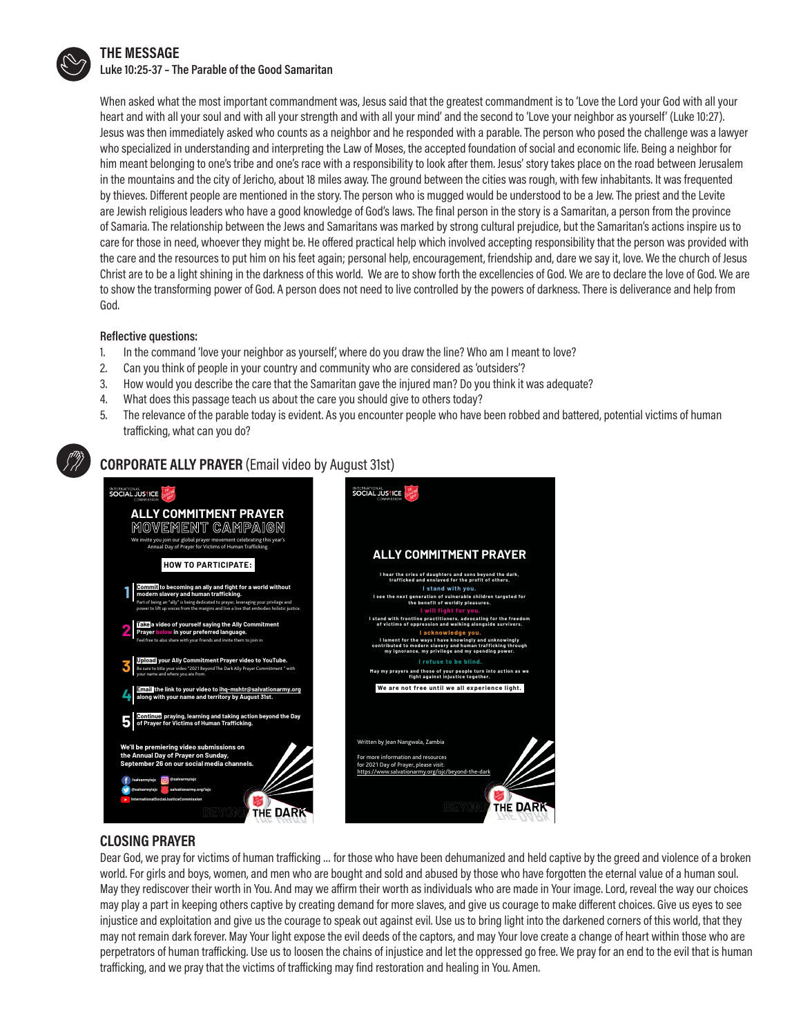## THE MESSAGE

**Luke 10:25-37 – The Parable of the Good Samaritan**

When asked what the most important commandment was, Jesus said that the greatest commandment is to 'Love the Lord your God with all your heart and with all your soul and with all your strength and with all your mind' and the second to 'Love your neighbor as yourself' (Luke 10:27). Jesus was then immediately asked who counts as a neighbor and he responded with a parable. The person who posed the challenge was a lawyer who specialized in understanding and interpreting the Law of Moses, the accepted foundation of social and economic life. Being a neighbor for him meant belonging to one's tribe and one's race with a responsibility to look after them. Jesus' story takes place on the road between Jerusalem in the mountains and the city of Jericho, about 18 miles away. The ground between the cities was rough, with few inhabitants. It was frequented by thieves. Different people are mentioned in the story. The person who is mugged would be understood to be a Jew. The priest and the Levite are Jewish religious leaders who have a good knowledge of God's laws. The final person in the story is a Samaritan, a person from the province of Samaria. The relationship between the Jews and Samaritans was marked by strong cultural prejudice, but the Samaritan's actions inspire us to care for those in need, whoever they might be. He offered practical help which involved accepting responsibility that the person was provided with the care and the resources to put him on his feet again; personal help, encouragement, friendship and, dare we say it, love. We the church of Jesus Christ are to be a light shining in the darkness of this world. We are to show forth the excellencies of God. We are to declare the love of God. We are to show the transforming power of God. A person does not need to live controlled by the powers of darkness. There is deliverance and help from God.

**Reflective questions:**

1. In the command 'love your neighbor as yourself', where do you draw the line? Who am I meant to love?
2. Can you think of people in your country and community who are considered as 'outsiders'?
3. How would you describe the care that the Samaritan gave the injured man? Do you think it was adequate?
4. What does this passage teach us about the care you should give to others today?
5. The relevance of the parable today is evident. As you encounter people who have been robbed and battered, potential victims of human trafficking, what can you do?

## CORPORATE ALLY PRAYER (Email video by August 31st)

INTERNATIONAL SOCIAL JUSTICE COMMISSION

### ALLY COMMITMENT PRAYER MOVEMENT CAMPAIGN

We invite you join our global prayer movement celebrating this year's Annual Day of Prayer for Victims of Human Trafficking.

**HOW TO PARTICIPATE:**

1. **Commit to becoming an ally and fight for a world without modern slavery and human trafficking.** Part of being an "ally" is being dedicated to prayer, leveraging your privilege and power to lift up voices from the margins and live a live that embodies holistic justice.
2. **Take a video of yourself saying the Ally Commitment Prayer below in your preferred language.** Feel free to also share with your friends and invite them to join in.
3. **Upload your Ally Commitment Prayer video to YouTube.** Be sure to title your video "2021 Beyond The Dark Ally Prayer Commitment" with your name and where you are from.
4. **Email the link to your video to ihq-mshtr@salvationarmy.org along with your name and territory by August 31st.**
5. **Continue praying, learning and taking action beyond the Day of Prayer for Victims of Human Trafficking.**

**We'll be premiering video submissions on the Annual Day of Prayer on Sunday, September 26 on our social media channels.**

/salvarmyisjc @salvarmyisjc @salvarmyisjc salvationarmy.org/isjc InternationalSocialJusticeCommission

BEYOND THE DARK

INTERNATIONAL SOCIAL JUSTICE COMMISSION

### ALLY COMMITMENT PRAYER

I hear the cries of daughters and sons beyond the dark, trafficked and enslaved for the profit of others.

**I stand with you.**

I see the next generation of vulnerable children targeted for the benefit of worldly pleasures.

**I will fight for you.**

I stand with frontline practitioners, advocating for the freedom of victims of oppression and walking alongside survivors.

**I acknowledge you.**

I lament for the ways I have knowingly and unknowingly contributed to modern slavery and human trafficking through my ignorance, my privilege and my spending power.

**I refuse to be blind.**

May my prayers and those of your people turn into action as we fight against injustice together.

**We are not free until we all experience light.**

Written by Jean Nangwala, Zambia

For more information and resources for 2021 Day of Prayer, please visit: https://www.salvationarmy.org/isjc/beyond-the-dark

BEYOND THE DARK

## CLOSING PRAYER

Dear God, we pray for victims of human trafficking … for those who have been dehumanized and held captive by the greed and violence of a broken world. For girls and boys, women, and men who are bought and sold and abused by those who have forgotten the eternal value of a human soul. May they rediscover their worth in You. And may we affirm their worth as individuals who are made in Your image. Lord, reveal the way our choices may play a part in keeping others captive by creating demand for more slaves, and give us courage to make different choices. Give us eyes to see injustice and exploitation and give us the courage to speak out against evil. Use us to bring light into the darkened corners of this world, that they may not remain dark forever. May Your light expose the evil deeds of the captors, and may Your love create a change of heart within those who are perpetrators of human trafficking. Use us to loosen the chains of injustice and let the oppressed go free. We pray for an end to the evil that is human trafficking, and we pray that the victims of trafficking may find restoration and healing in You. Amen.